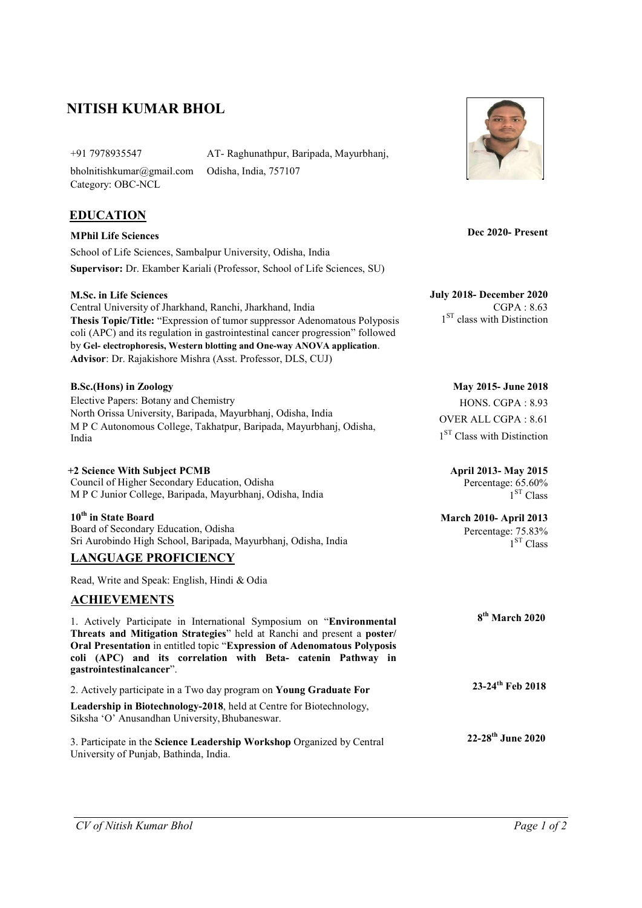# NITISH KUMAR BHOL

+91 7978935547
bholnitishkumar@gmail.com
Category: OBC-NCL

AT- Raghunathpur, Baripada, Mayurbhanj, Odisha, India, 757107

## EDUCATION

**MPhil Life Sciences** — **Dec 2020- Present**
School of Life Sciences, Sambalpur University, Odisha, India
**Supervisor:** Dr. Ekamber Kariali (Professor, School of Life Sciences, SU)

**M.Sc. in Life Sciences** — **July 2018- December 2020**
Central University of Jharkhand, Ranchi, Jharkhand, India
CGPA : 8.63
1ST class with Distinction
**Thesis Topic/Title:** "Expression of tumor suppressor Adenomatous Polyposis coli (APC) and its regulation in gastrointestinal cancer progression" followed by **Gel- electrophoresis, Western blotting and One-way ANOVA application**.
**Advisor**: Dr. Rajakishore Mishra (Asst. Professor, DLS, CUJ)

**B.Sc.(Hons) in Zoology** — **May 2015- June 2018**
Elective Papers: Botany and Chemistry
North Orissa University, Baripada, Mayurbhanj, Odisha, India
M P C Autonomous College, Takhatpur, Baripada, Mayurbhanj, Odisha, India
HONS. CGPA : 8.93
OVER ALL CGPA : 8.61
1ST Class with Distinction

**+2 Science With Subject PCMB** — **April 2013- May 2015**
Council of Higher Secondary Education, Odisha
M P C Junior College, Baripada, Mayurbhanj, Odisha, India
Percentage: 65.60%
1ST Class

**10th in State Board** — **March 2010- April 2013**
Board of Secondary Education, Odisha
Sri Aurobindo High School, Baripada, Mayurbhanj, Odisha, India
Percentage: 75.83%
1ST Class

## LANGUAGE PROFICIENCY

Read, Write and Speak: English, Hindi & Odia

## ACHIEVEMENTS

1. Actively Participate in International Symposium on "**Environmental Threats and Mitigation Strategies**" held at Ranchi and present a **poster/ Oral Presentation** in entitled topic "**Expression of Adenomatous Polyposis coli (APC) and its correlation with Beta- catenin Pathway in gastrointestinalcancer**". — **8th March 2020**

2. Actively participate in a Two day program on **Young Graduate For Leadership in Biotechnology-2018**, held at Centre for Biotechnology, Siksha 'O' Anusandhan University, Bhubaneswar. — **23-24th Feb 2018**

3. Participate in the **Science Leadership Workshop** Organized by Central University of Punjab, Bathinda, India. — **22-28th June 2020**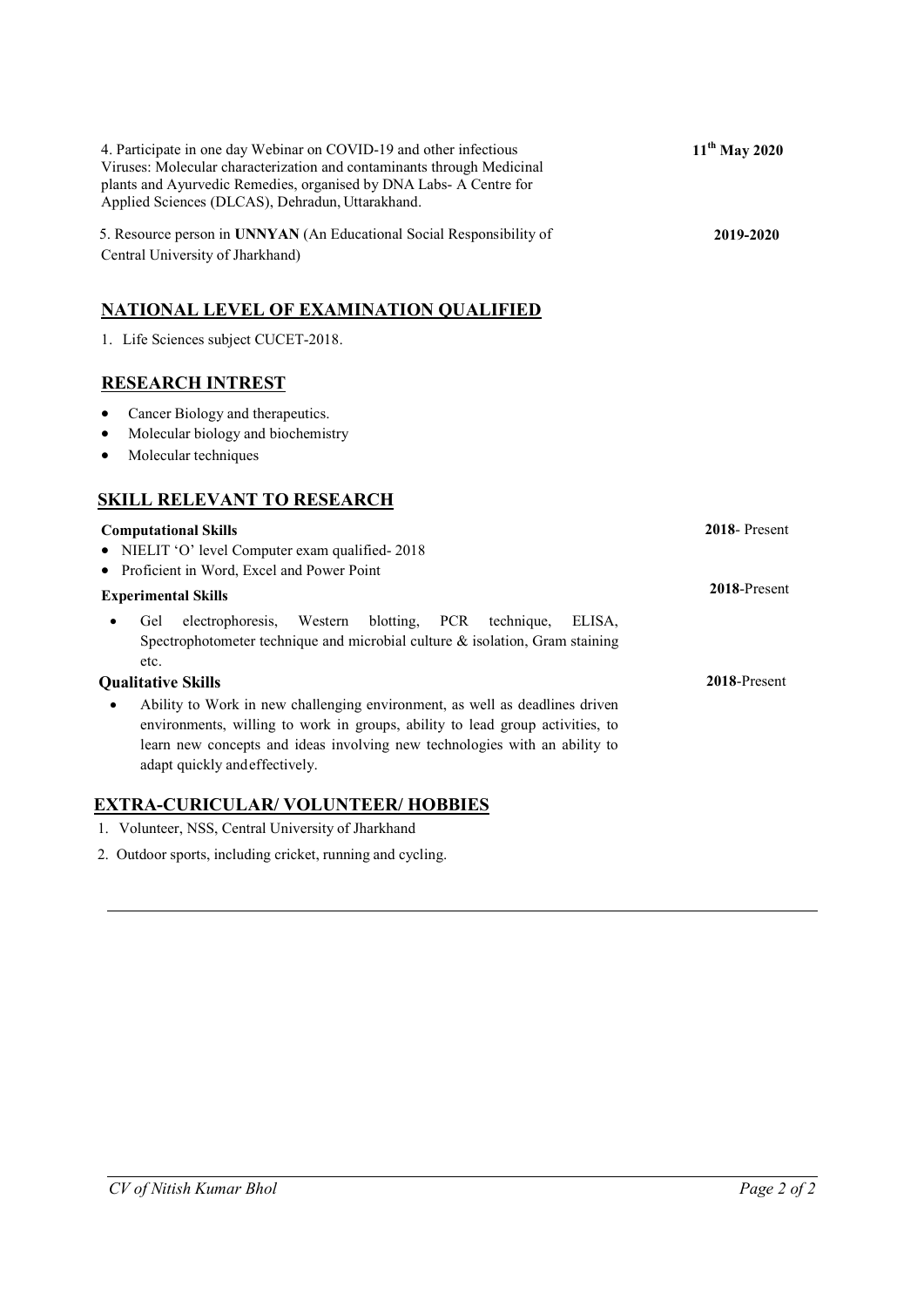4. Participate in one day Webinar on COVID-19 and other infectious Viruses: Molecular characterization and contaminants through Medicinal plants and Ayurvedic Remedies, organised by DNA Labs- A Centre for Applied Sciences (DLCAS), Dehradun, Uttarakhand. — **11th May 2020**

5. Resource person in **UNNYAN** (An Educational Social Responsibility of Central University of Jharkhand) — **2019-2020**

## NATIONAL LEVEL OF EXAMINATION QUALIFIED

1. Life Sciences subject CUCET-2018.

## RESEARCH INTREST

- Cancer Biology and therapeutics.
- Molecular biology and biochemistry
- Molecular techniques

## SKILL RELEVANT TO RESEARCH

**Computational Skills** — **2018**- Present

- NIELIT 'O' level Computer exam qualified- 2018
- Proficient in Word, Excel and Power Point

**Experimental Skills** — **2018**-Present

- Gel electrophoresis, Western blotting, PCR technique, ELISA, Spectrophotometer technique and microbial culture & isolation, Gram staining etc.

**Qualitative Skills** — **2018**-Present

- Ability to Work in new challenging environment, as well as deadlines driven environments, willing to work in groups, ability to lead group activities, to learn new concepts and ideas involving new technologies with an ability to adapt quickly and effectively.

## EXTRA-CURICULAR/ VOLUNTEER/ HOBBIES

1. Volunteer, NSS, Central University of Jharkhand
2. Outdoor sports, including cricket, running and cycling.